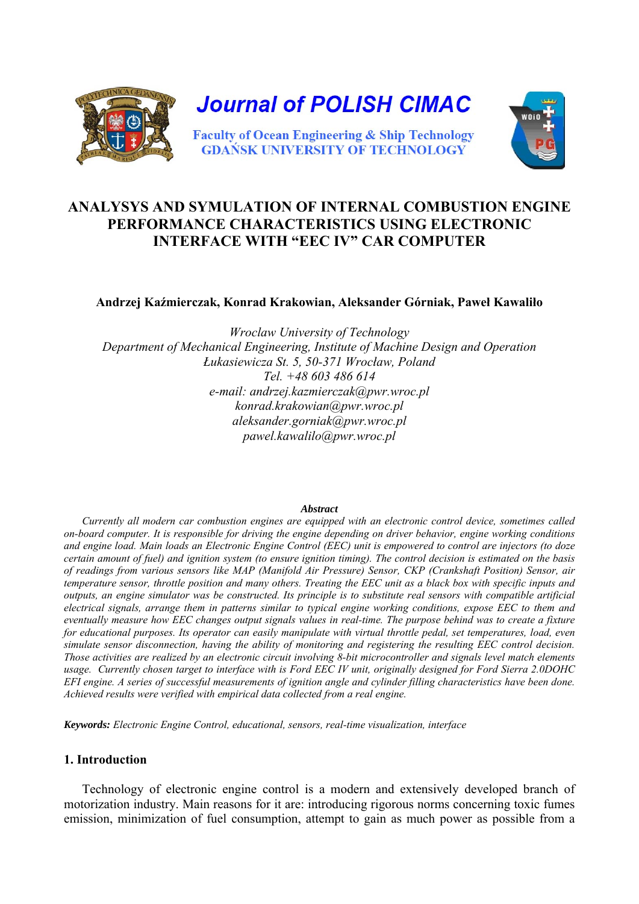Journal of POLISH CIMAC

Faculty of Ocean Engineering & Ship Technology
GDAŃSK UNIVERSITY OF TECHNOLOGY

# ANALYSYS AND SYMULATION OF INTERNAL COMBUSTION ENGINE PERFORMANCE CHARACTERISTICS USING ELECTRONIC INTERFACE WITH "EEC IV" CAR COMPUTER

**Andrzej Kaźmierczak, Konrad Krakowian, Aleksander Górniak, Paweł Kawaliło**

*Wroclaw University of Technology*
*Department of Mechanical Engineering, Institute of Machine Design and Operation*
*Łukasiewicza St. 5, 50-371 Wrocław, Poland*
*Tel. +48 603 486 614*
*e-mail: andrzej.kazmierczak@pwr.wroc.pl*
*konrad.krakowian@pwr.wroc.pl*
*aleksander.gorniak@pwr.wroc.pl*
*pawel.kawalilo@pwr.wroc.pl*

***Abstract***

*Currently all modern car combustion engines are equipped with an electronic control device, sometimes called on-board computer. It is responsible for driving the engine depending on driver behavior, engine working conditions and engine load. Main loads an Electronic Engine Control (EEC) unit is empowered to control are injectors (to doze certain amount of fuel) and ignition system (to ensure ignition timing). The control decision is estimated on the basis of readings from various sensors like MAP (Manifold Air Pressure) Sensor, CKP (Crankshaft Position) Sensor, air temperature sensor, throttle position and many others. Treating the EEC unit as a black box with specific inputs and outputs, an engine simulator was be constructed. Its principle is to substitute real sensors with compatible artificial electrical signals, arrange them in patterns similar to typical engine working conditions, expose EEC to them and eventually measure how EEC changes output signals values in real-time. The purpose behind was to create a fixture for educational purposes. Its operator can easily manipulate with virtual throttle pedal, set temperatures, load, even simulate sensor disconnection, having the ability of monitoring and registering the resulting EEC control decision. Those activities are realized by an electronic circuit involving 8-bit microcontroller and signals level match elements usage. Currently chosen target to interface with is Ford EEC IV unit, originally designed for Ford Sierra 2.0DOHC EFI engine. A series of successful measurements of ignition angle and cylinder filling characteristics have been done. Achieved results were verified with empirical data collected from a real engine.*

***Keywords:*** *Electronic Engine Control, educational, sensors, real-time visualization, interface*

## 1. Introduction

Technology of electronic engine control is a modern and extensively developed branch of motorization industry. Main reasons for it are: introducing rigorous norms concerning toxic fumes emission, minimization of fuel consumption, attempt to gain as much power as possible from a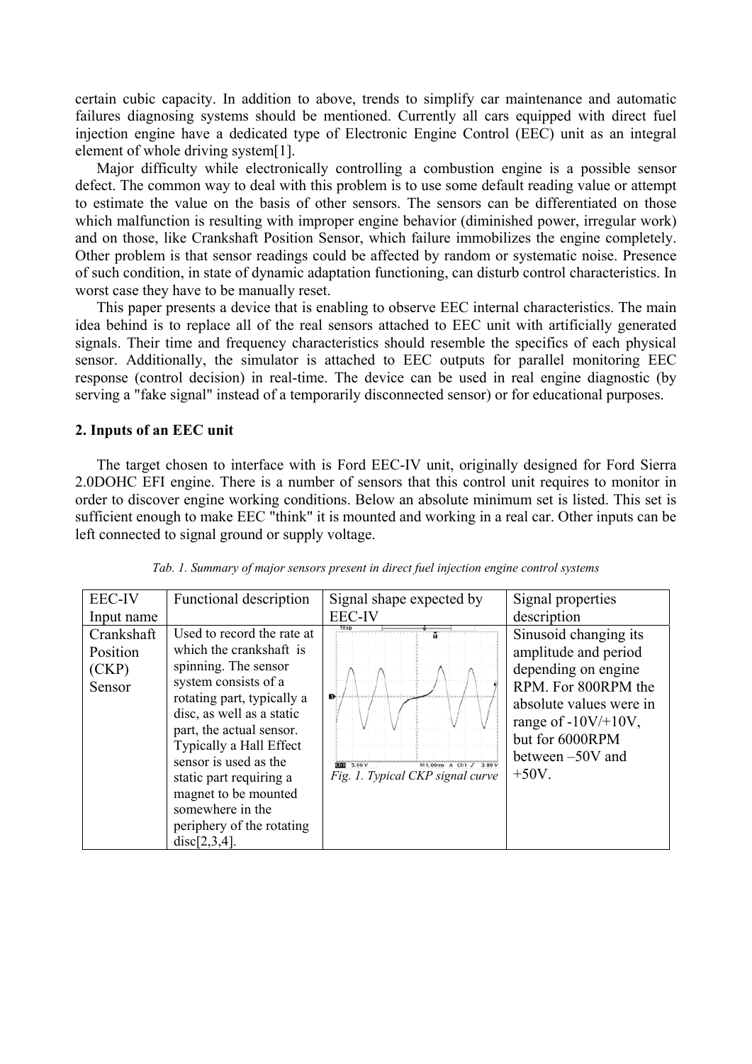certain cubic capacity. In addition to above, trends to simplify car maintenance and automatic failures diagnosing systems should be mentioned. Currently all cars equipped with direct fuel injection engine have a dedicated type of Electronic Engine Control (EEC) unit as an integral element of whole driving system[1].

Major difficulty while electronically controlling a combustion engine is a possible sensor defect. The common way to deal with this problem is to use some default reading value or attempt to estimate the value on the basis of other sensors. The sensors can be differentiated on those which malfunction is resulting with improper engine behavior (diminished power, irregular work) and on those, like Crankshaft Position Sensor, which failure immobilizes the engine completely. Other problem is that sensor readings could be affected by random or systematic noise. Presence of such condition, in state of dynamic adaptation functioning, can disturb control characteristics. In worst case they have to be manually reset.

This paper presents a device that is enabling to observe EEC internal characteristics. The main idea behind is to replace all of the real sensors attached to EEC unit with artificially generated signals. Their time and frequency characteristics should resemble the specifics of each physical sensor. Additionally, the simulator is attached to EEC outputs for parallel monitoring EEC response (control decision) in real-time. The device can be used in real engine diagnostic (by serving a "fake signal" instead of a temporarily disconnected sensor) or for educational purposes.

## 2. Inputs of an EEC unit

The target chosen to interface with is Ford EEC-IV unit, originally designed for Ford Sierra 2.0DOHC EFI engine. There is a number of sensors that this control unit requires to monitor in order to discover engine working conditions. Below an absolute minimum set is listed. This set is sufficient enough to make EEC "think" it is mounted and working in a real car. Other inputs can be left connected to signal ground or supply voltage.

*Tab. 1. Summary of major sensors present in direct fuel injection engine control systems*

| EEC-IV Input name | Functional description | Signal shape expected by EEC-IV | Signal properties description |
|---|---|---|---|
| Crankshaft Position (CKP) Sensor | Used to record the rate at which the crankshaft is spinning. The sensor system consists of a rotating part, typically a disc, as well as a static part, the actual sensor. Typically a Hall Effect sensor is used as the static part requiring a magnet to be mounted somewhere in the periphery of the rotating disc[2,3,4]. | *Fig. 1. Typical CKP signal curve* | Sinusoid changing its amplitude and period depending on engine RPM. For 800RPM the absolute values were in range of -10V/+10V, but for 6000RPM between –50V and +50V. |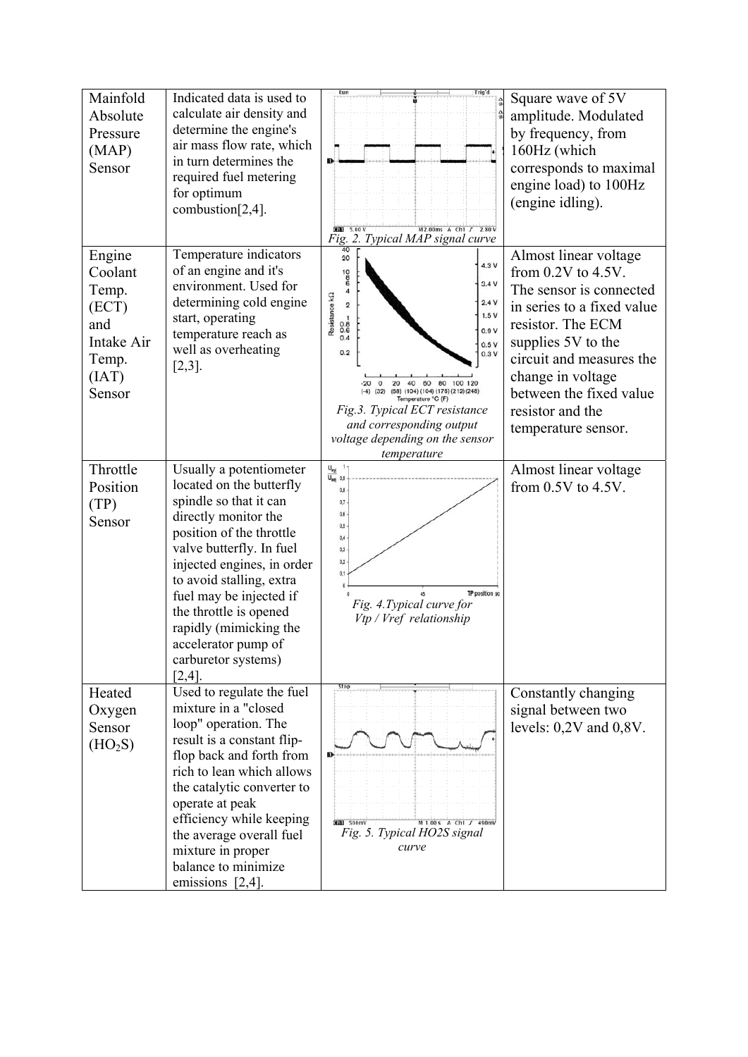| | | | |
|---|---|---|---|
| Mainfold Absolute Pressure (MAP) Sensor | Indicated data is used to calculate air density and determine the engine's air mass flow rate, which in turn determines the required fuel metering for optimum combustion[2,4]. | Fig. 2. Typical MAP signal curve | Square wave of 5V amplitude. Modulated by frequency, from 160Hz (which corresponds to maximal engine load) to 100Hz (engine idling). |
| Engine Coolant Temp. (ECT) and Intake Air Temp. (IAT) Sensor | Temperature indicators of an engine and it's environment. Used for determining cold engine start, operating temperature reach as well as overheating [2,3]. | Fig.3. Typical ECT resistance and corresponding output voltage depending on the sensor temperature | Almost linear voltage from 0.2V to 4.5V. The sensor is connected in series to a fixed value resistor. The ECM supplies 5V to the circuit and measures the change in voltage between the fixed value resistor and the temperature sensor. |
| Throttle Position (TP) Sensor | Usually a potentiometer located on the butterfly spindle so that it can directly monitor the position of the throttle valve butterfly. In fuel injected engines, in order to avoid stalling, extra fuel may be injected if the throttle is opened rapidly (mimicking the accelerator pump of carburetor systems) [2,4]. | Fig. 4.Typical curve for $V_{tp}$ / $V_{ref}$ relationship | Almost linear voltage from 0.5V to 4.5V. |
| Heated Oxygen Sensor ($HO_2S$) | Used to regulate the fuel mixture in a "closed loop" operation. The result is a constant flip-flop back and forth from rich to lean which allows the catalytic converter to operate at peak efficiency while keeping the average overall fuel mixture in proper balance to minimize emissions [2,4]. | Fig. 5. Typical HO2S signal curve | Constantly changing signal between two levels: 0,2V and 0,8V. |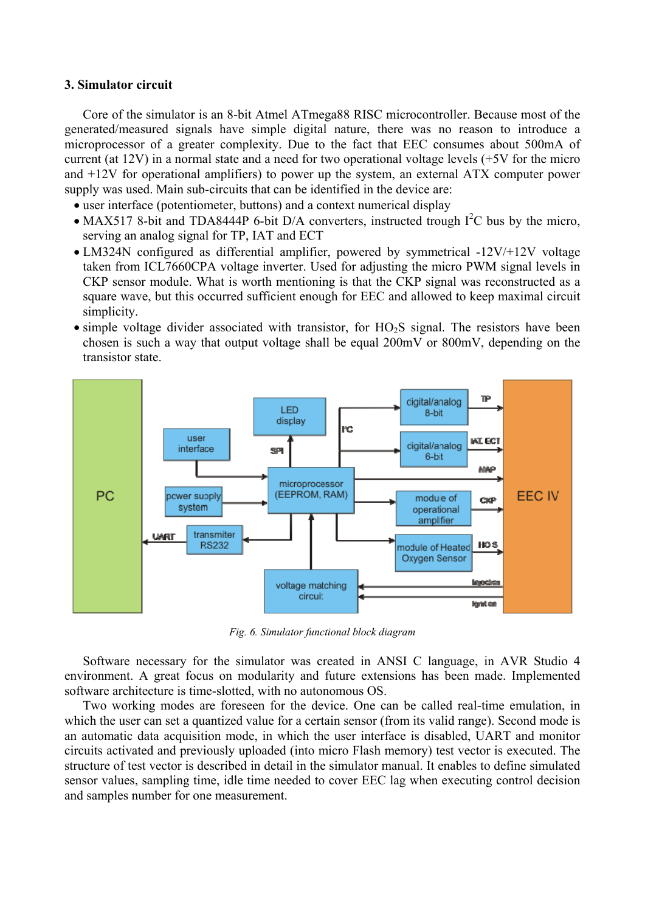### 3. Simulator circuit

Core of the simulator is an 8-bit Atmel ATmega88 RISC microcontroller. Because most of the generated/measured signals have simple digital nature, there was no reason to introduce a microprocessor of a greater complexity. Due to the fact that EEC consumes about 500mA of current (at 12V) in a normal state and a need for two operational voltage levels (+5V for the micro and +12V for operational amplifiers) to power up the system, an external ATX computer power supply was used. Main sub-circuits that can be identified in the device are:

- user interface (potentiometer, buttons) and a context numerical display
- MAX517 8-bit and TDA8444P 6-bit D/A converters, instructed trough $I^2C$ bus by the micro, serving an analog signal for TP, IAT and ECT
- LM324N configured as differential amplifier, powered by symmetrical -12V/+12V voltage taken from ICL7660CPA voltage inverter. Used for adjusting the micro PWM signal levels in CKP sensor module. What is worth mentioning is that the CKP signal was reconstructed as a square wave, but this occurred sufficient enough for EEC and allowed to keep maximal circuit simplicity.
- simple voltage divider associated with transistor, for $HO_2S$ signal. The resistors have been chosen is such a way that output voltage shall be equal 200mV or 800mV, depending on the transistor state.

*Fig. 6. Simulator functional block diagram*

Software necessary for the simulator was created in ANSI C language, in AVR Studio 4 environment. A great focus on modularity and future extensions has been made. Implemented software architecture is time-slotted, with no autonomous OS.

Two working modes are foreseen for the device. One can be called real-time emulation, in which the user can set a quantized value for a certain sensor (from its valid range). Second mode is an automatic data acquisition mode, in which the user interface is disabled, UART and monitor circuits activated and previously uploaded (into micro Flash memory) test vector is executed. The structure of test vector is described in detail in the simulator manual. It enables to define simulated sensor values, sampling time, idle time needed to cover EEC lag when executing control decision and samples number for one measurement.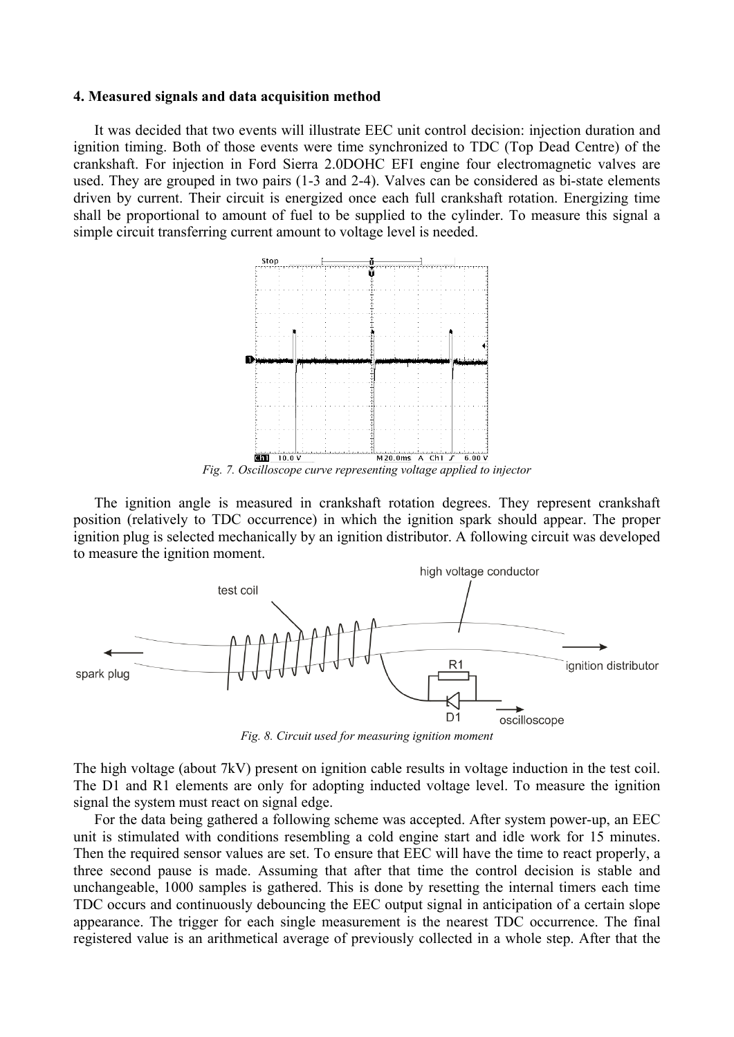### 4. Measured signals and data acquisition method

It was decided that two events will illustrate EEC unit control decision: injection duration and ignition timing. Both of those events were time synchronized to TDC (Top Dead Centre) of the crankshaft. For injection in Ford Sierra 2.0DOHC EFI engine four electromagnetic valves are used. They are grouped in two pairs (1-3 and 2-4). Valves can be considered as bi-state elements driven by current. Their circuit is energized once each full crankshaft rotation. Energizing time shall be proportional to amount of fuel to be supplied to the cylinder. To measure this signal a simple circuit transferring current amount to voltage level is needed.

*Fig. 7. Oscilloscope curve representing voltage applied to injector*

The ignition angle is measured in crankshaft rotation degrees. They represent crankshaft position (relatively to TDC occurrence) in which the ignition spark should appear. The proper ignition plug is selected mechanically by an ignition distributor. A following circuit was developed to measure the ignition moment.

*Fig. 8. Circuit used for measuring ignition moment*

The high voltage (about 7kV) present on ignition cable results in voltage induction in the test coil. The D1 and R1 elements are only for adopting inducted voltage level. To measure the ignition signal the system must react on signal edge.

For the data being gathered a following scheme was accepted. After system power-up, an EEC unit is stimulated with conditions resembling a cold engine start and idle work for 15 minutes. Then the required sensor values are set. To ensure that EEC will have the time to react properly, a three second pause is made. Assuming that after that time the control decision is stable and unchangeable, 1000 samples is gathered. This is done by resetting the internal timers each time TDC occurs and continuously debouncing the EEC output signal in anticipation of a certain slope appearance. The trigger for each single measurement is the nearest TDC occurrence. The final registered value is an arithmetical average of previously collected in a whole step. After that the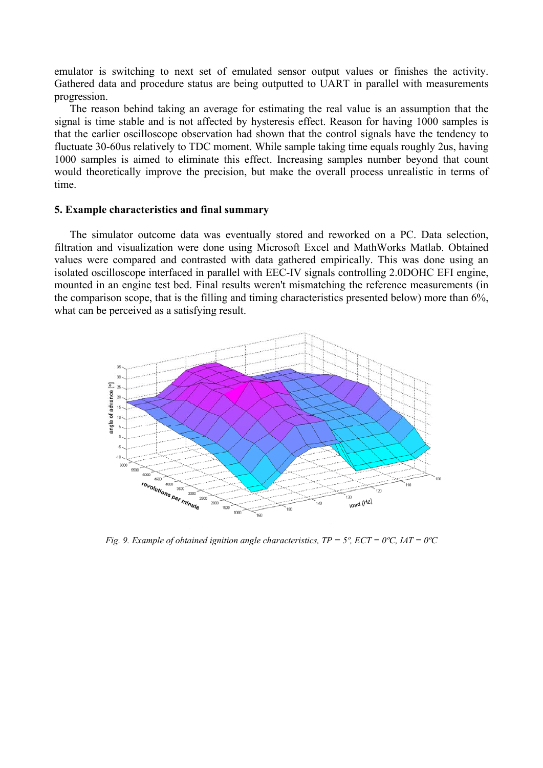emulator is switching to next set of emulated sensor output values or finishes the activity. Gathered data and procedure status are being outputted to UART in parallel with measurements progression.

The reason behind taking an average for estimating the real value is an assumption that the signal is time stable and is not affected by hysteresis effect. Reason for having 1000 samples is that the earlier oscilloscope observation had shown that the control signals have the tendency to fluctuate 30-60us relatively to TDC moment. While sample taking time equals roughly 2us, having 1000 samples is aimed to eliminate this effect. Increasing samples number beyond that count would theoretically improve the precision, but make the overall process unrealistic in terms of time.

## 5. Example characteristics and final summary

The simulator outcome data was eventually stored and reworked on a PC. Data selection, filtration and visualization were done using Microsoft Excel and MathWorks Matlab. Obtained values were compared and contrasted with data gathered empirically. This was done using an isolated oscilloscope interfaced in parallel with EEC-IV signals controlling 2.0DOHC EFI engine, mounted in an engine test bed. Final results weren't mismatching the reference measurements (in the comparison scope, that is the filling and timing characteristics presented below) more than 6%, what can be perceived as a satisfying result.

*Fig. 9. Example of obtained ignition angle characteristics, TP = 5º, ECT = 0ºC, IAT = 0ºC*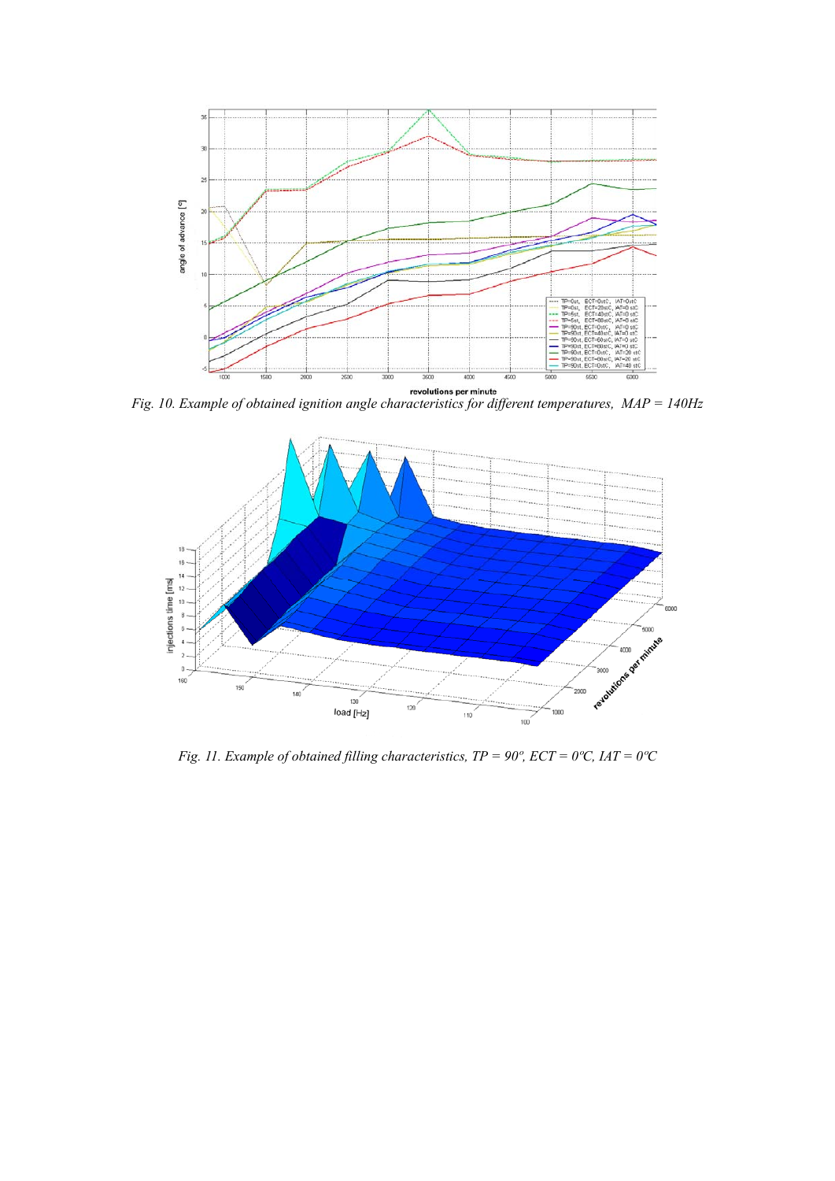*Fig. 10. Example of obtained ignition angle characteristics for different temperatures, MAP = 140Hz*

*Fig. 11. Example of obtained filling characteristics, TP = 90º, ECT = 0ºC, IAT = 0ºC*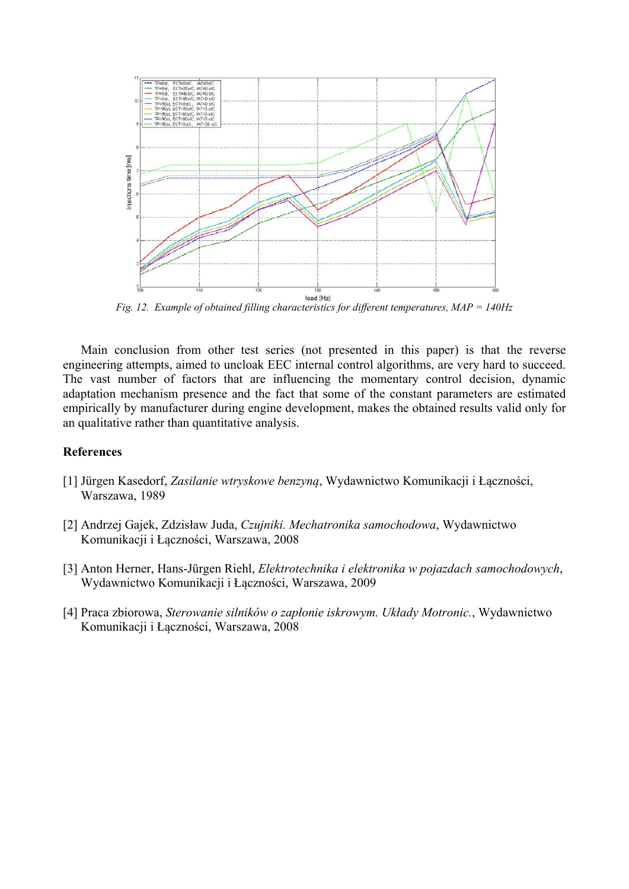11
10
9
8
7
6
5
4
3
2

injections time [ms]

TP=0st, ECT=0stC, IAT=0stC
TP=0st, ECT=20stC, IAT=0 stC
TP=5st, ECT=40stC, IAT=0 stC
TP=5st, ECT=80stC, IAT=0 stC
TP=90st, ECT=0stC, IAT=0 stC
TP=90st, ECT=40stC, IAT=0 stC
TP=90st, ECT=60stC, IAT=0 stC
TP=90st, ECT=80stC, IAT=0 stC
TP=90st, ECT=0stC, IAT=20 stC

100 110 120 130 140 150 160

load [Hz]

*Fig. 12. Example of obtained filling characteristics for different temperatures, MAP = 140Hz*

Main conclusion from other test series (not presented in this paper) is that the reverse engineering attempts, aimed to uncloak EEC internal control algorithms, are very hard to succeed. The vast number of factors that are influencing the momentary control decision, dynamic adaptation mechanism presence and the fact that some of the constant parameters are estimated empirically by manufacturer during engine development, makes the obtained results valid only for an qualitative rather than quantitative analysis.

## References

[1] Jürgen Kasedorf, *Zasilanie wtryskowe benzyną*, Wydawnictwo Komunikacji i Łączności, Warszawa, 1989

[2] Andrzej Gajek, Zdzisław Juda, *Czujniki. Mechatronika samochodowa*, Wydawnictwo Komunikacji i Łączności, Warszawa, 2008

[3] Anton Herner, Hans-Jürgen Riehl, *Elektrotechnika i elektronika w pojazdach samochodowych*, Wydawnictwo Komunikacji i Łączności, Warszawa, 2009

[4] Praca zbiorowa, *Sterowanie silników o zapłonie iskrowym. Układy Motronic.*, Wydawnictwo Komunikacji i Łączności, Warszawa, 2008